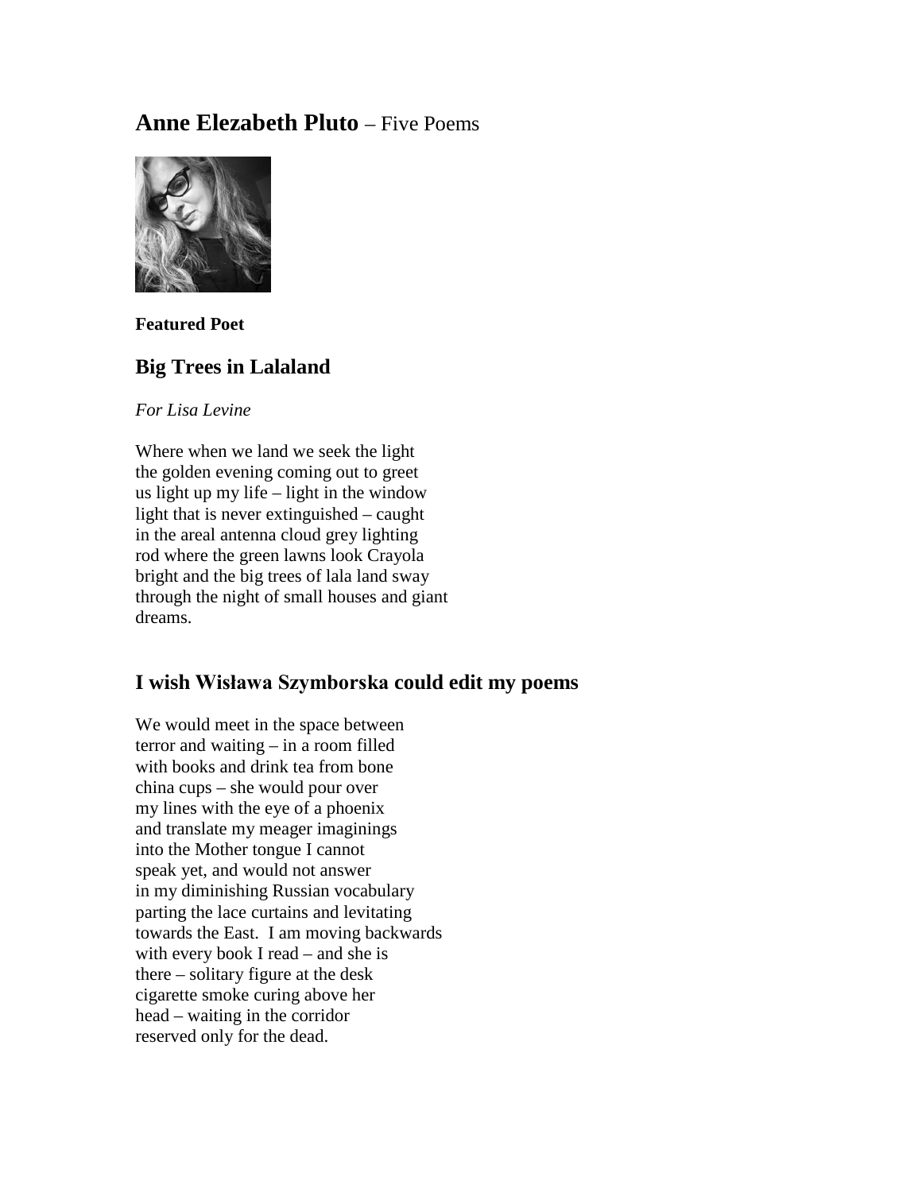# **Anne Elezabeth Pluto** – Five Poems

**Featured Poet**

## Big Trees in Lalaland

*For Lisa Levine*

Where when we land we seek the light  
the golden evening coming out to greet  
us light up my life – light in the window  
light that is never extinguished – caught  
in the areal antenna cloud grey lighting  
rod where the green lawns look Crayola  
bright and the big trees of lala land sway  
through the night of small houses and giant  
dreams.

## I wish Wisława Szymborska could edit my poems

We would meet in the space between  
terror and waiting – in a room filled  
with books and drink tea from bone  
china cups – she would pour over  
my lines with the eye of a phoenix  
and translate my meager imaginings  
into the Mother tongue I cannot  
speak yet, and would not answer  
in my diminishing Russian vocabulary  
parting the lace curtains and levitating  
towards the East.  I am moving backwards  
with every book I read – and she is  
there – solitary figure at the desk  
cigarette smoke curing above her  
head – waiting in the corridor  
reserved only for the dead.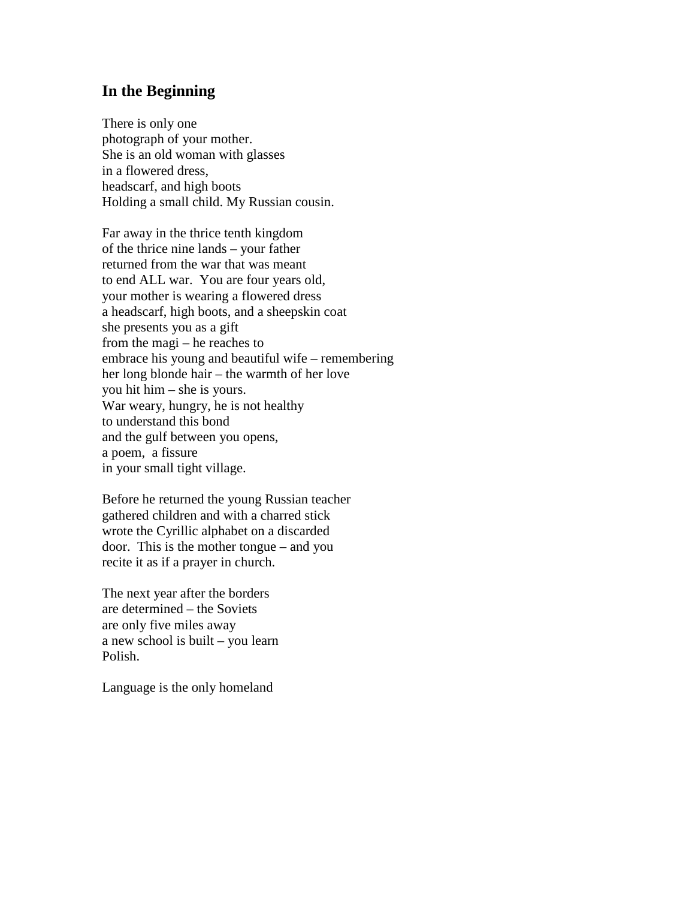## In the Beginning

There is only one  
photograph of your mother.  
She is an old woman with glasses  
in a flowered dress,  
headscarf, and high boots  
Holding a small child. My Russian cousin.

Far away in the thrice tenth kingdom  
of the thrice nine lands – your father  
returned from the war that was meant  
to end ALL war.  You are four years old,  
your mother is wearing a flowered dress  
a headscarf, high boots, and a sheepskin coat  
she presents you as a gift  
from the magi – he reaches to  
embrace his young and beautiful wife – remembering  
her long blonde hair – the warmth of her love  
you hit him – she is yours.  
War weary, hungry, he is not healthy  
to understand this bond  
and the gulf between you opens,  
a poem,  a fissure  
in your small tight village.

Before he returned the young Russian teacher  
gathered children and with a charred stick  
wrote the Cyrillic alphabet on a discarded  
door.  This is the mother tongue – and you  
recite it as if a prayer in church.

The next year after the borders  
are determined – the Soviets  
are only five miles away  
a new school is built – you learn  
Polish.

Language is the only homeland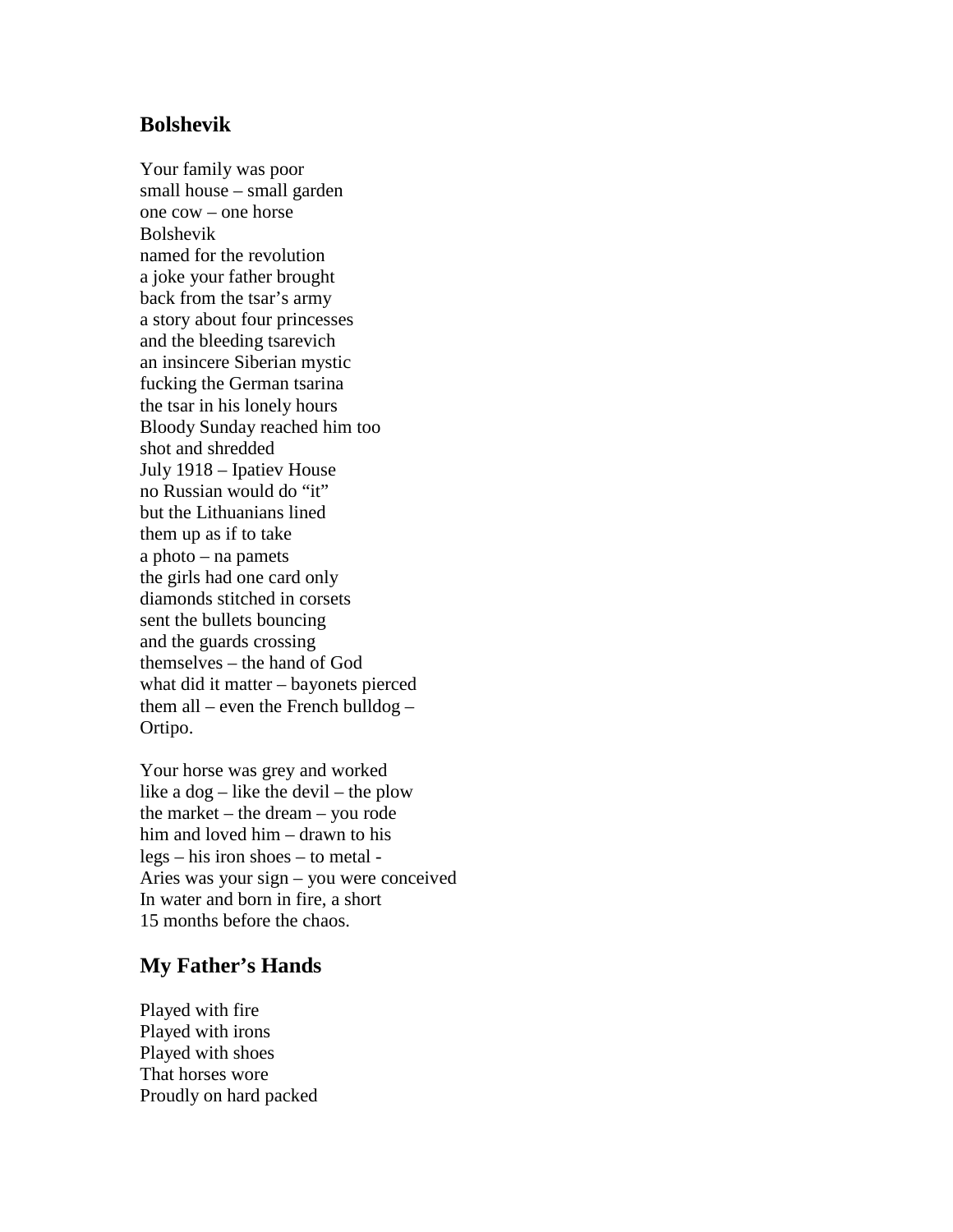## Bolshevik

Your family was poor  
small house – small garden  
one cow – one horse  
Bolshevik  
named for the revolution  
a joke your father brought  
back from the tsar's army  
a story about four princesses  
and the bleeding tsarevich  
an insincere Siberian mystic  
fucking the German tsarina  
the tsar in his lonely hours  
Bloody Sunday reached him too  
shot and shredded  
July 1918 – Ipatiev House  
no Russian would do "it"  
but the Lithuanians lined  
them up as if to take  
a photo – na pamets  
the girls had one card only  
diamonds stitched in corsets  
sent the bullets bouncing  
and the guards crossing  
themselves – the hand of God  
what did it matter – bayonets pierced  
them all – even the French bulldog –  
Ortipo.

Your horse was grey and worked  
like a dog – like the devil – the plow  
the market – the dream – you rode  
him and loved him – drawn to his  
legs – his iron shoes – to metal -  
Aries was your sign – you were conceived  
In water and born in fire, a short  
15 months before the chaos.

## My Father's Hands

Played with fire  
Played with irons  
Played with shoes  
That horses wore  
Proudly on hard packed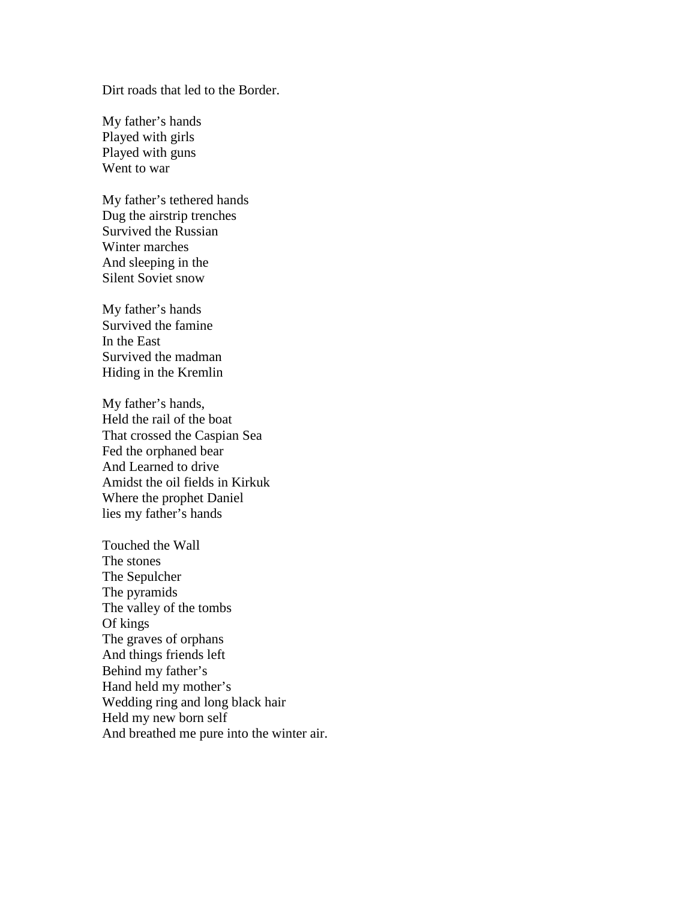Dirt roads that led to the Border.

My father's hands  
Played with girls  
Played with guns  
Went to war

My father's tethered hands  
Dug the airstrip trenches  
Survived the Russian  
Winter marches  
And sleeping in the  
Silent Soviet snow

My father's hands  
Survived the famine  
In the East  
Survived the madman  
Hiding in the Kremlin

My father's hands,  
Held the rail of the boat  
That crossed the Caspian Sea  
Fed the orphaned bear  
And Learned to drive  
Amidst the oil fields in Kirkuk  
Where the prophet Daniel  
lies my father's hands

Touched the Wall  
The stones  
The Sepulcher  
The pyramids  
The valley of the tombs  
Of kings  
The graves of orphans  
And things friends left  
Behind my father's  
Hand held my mother's  
Wedding ring and long black hair  
Held my new born self  
And breathed me pure into the winter air.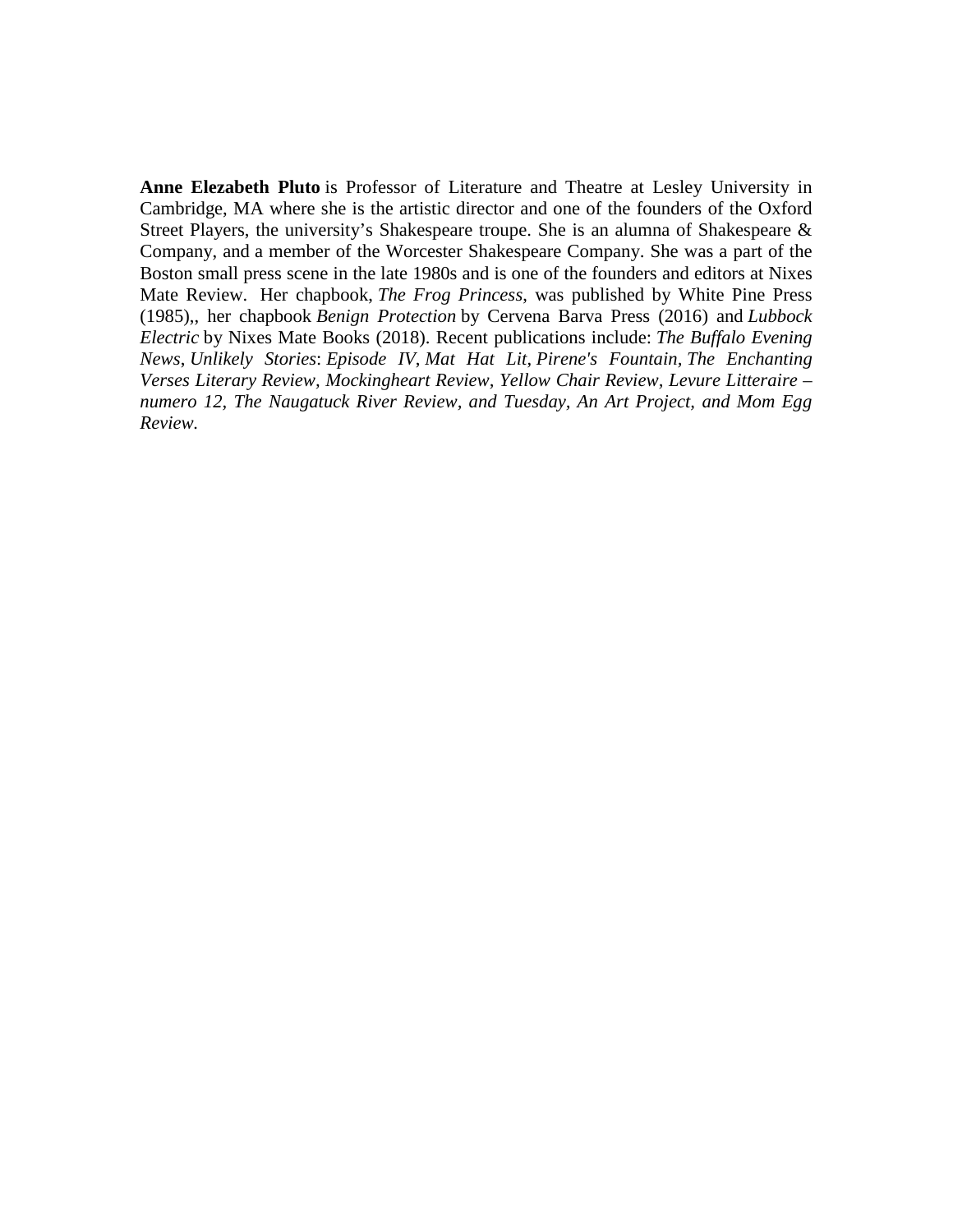**Anne Elezabeth Pluto** is Professor of Literature and Theatre at Lesley University in Cambridge, MA where she is the artistic director and one of the founders of the Oxford Street Players, the university's Shakespeare troupe. She is an alumna of Shakespeare & Company, and a member of the Worcester Shakespeare Company. She was a part of the Boston small press scene in the late 1980s and is one of the founders and editors at Nixes Mate Review. Her chapbook, *The Frog Princess*, was published by White Pine Press (1985),, her chapbook *Benign Protection* by Cervena Barva Press (2016) and *Lubbock Electric* by Nixes Mate Books (2018). Recent publications include: *The Buffalo Evening News*, *Unlikely Stories*: *Episode IV*, *Mat Hat Lit*, *Pirene's Fountain*, *The Enchanting Verses Literary Review*, *Mockingheart Review*, *Yellow Chair Review*, *Levure Litteraire – numero 12, The Naugatuck River Review, and Tuesday, An Art Project, and Mom Egg Review.*